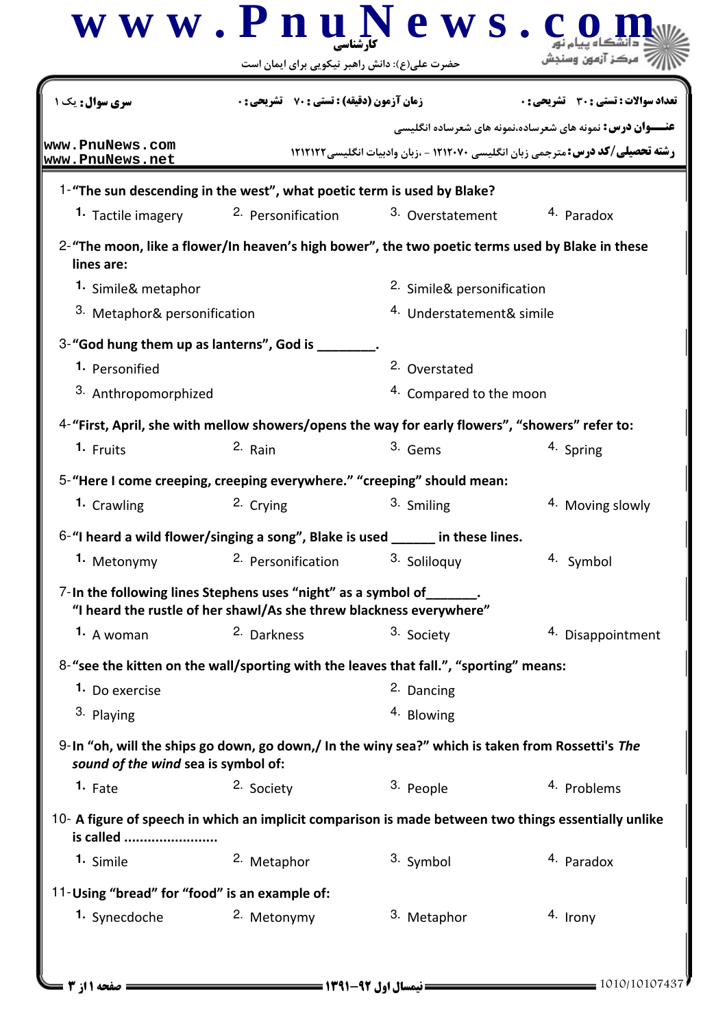کارشناسی

حضرت علی(ع): دانش راهبر نیکویی برای ایمان است

| سری سوال: یک ۱ | زمان آزمون (دقیقه) : تستی : ۷۰ تشریحی : ۰ | تعداد سوالات : تستی : ۳۰ تشریحی : ۰ |
| --- | --- | --- |

**عنـــوان درس:** نمونه های شعرساده،نمونه های شعرساده انگلیسی

**رشته تحصیلی/کد درس:** مترجمی زبان انگلیسی ۱۲۱۲۰۷۰ - ،زبان وادبیات انگلیسی۱۲۱۲۱۲۲

1- **"The sun descending in the west", what poetic term is used by Blake?**

1. Tactile imagery
2. Personification
3. Overstatement
4. Paradox

2- **"The moon, like a flower/In heaven's high bower", the two poetic terms used by Blake in these lines are:**

1. Simile& metaphor
2. Simile& personification
3. Metaphor& personification
4. Understatement& simile

3- **"God hung them up as lanterns", God is ________.**

1. Personified
2. Overstated
3. Anthropomorphized
4. Compared to the moon

4- **"First, April, she with mellow showers/opens the way for early flowers", "showers" refer to:**

1. Fruits
2. Rain
3. Gems
4. Spring

5- **"Here I come creeping, creeping everywhere." "creeping" should mean:**

1. Crawling
2. Crying
3. Smiling
4. Moving slowly

6- **"I heard a wild flower/singing a song", Blake is used ______ in these lines.**

1. Metonymy
2. Personification
3. Soliloquy
4. Symbol

7- **In the following lines Stephens uses "night" as a symbol of_______.**
**"I heard the rustle of her shawl/As she threw blackness everywhere"**

1. A woman
2. Darkness
3. Society
4. Disappointment

8- **"see the kitten on the wall/sporting with the leaves that fall.", "sporting" means:**

1. Do exercise
2. Dancing
3. Playing
4. Blowing

9- **In "oh, will the ships go down, go down,/ In the winy sea?" which is taken from Rossetti's *The sound of the wind* sea is symbol of:**

1. Fate
2. Society
3. People
4. Problems

10- **A figure of speech in which an implicit comparison is made between two things essentially unlike is called .......................**

1. Simile
2. Metaphor
3. Symbol
4. Paradox

11- **Using "bread" for "food" is an example of:**

1. Synecdoche
2. Metonymy
3. Metaphor
4. Irony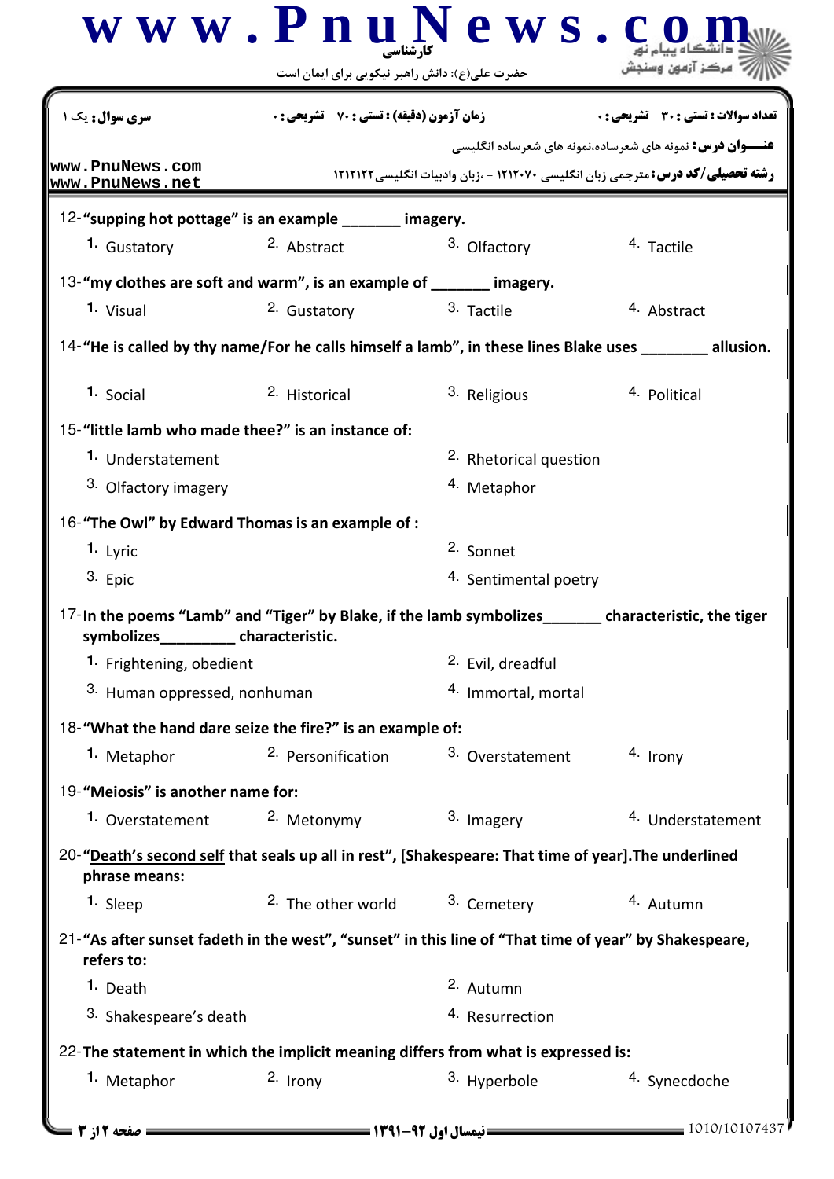سری سوال: یک ۱ | زمان آزمون (دقیقه) : تستی : ۷۰ تشریحی : ۰ | تعداد سوالات : تستی : ۳۰ تشریحی : ۰

**عنوان درس:** نمونه های شعرساده،نمونه های شعرساده انگلیسی

**رشته تحصیلی/کد درس:** مترجمی زبان انگلیسی ۱۲۱۲۰۷۰ - ،زبان وادبیات انگلیسی ۱۲۱۲۱۲۲

12- **"supping hot pottage" is an example _______ imagery.**

1. Gustatory
2. Abstract
3. Olfactory
4. Tactile

13- **"my clothes are soft and warm", is an example of _______ imagery.**

1. Visual
2. Gustatory
3. Tactile
4. Abstract

14- **"He is called by thy name/For he calls himself a lamb", in these lines Blake uses ________ allusion.**

1. Social
2. Historical
3. Religious
4. Political

15- **"little lamb who made thee?" is an instance of:**

1. Understatement
2. Rhetorical question
3. Olfactory imagery
4. Metaphor

16- **"The Owl" by Edward Thomas is an example of :**

1. Lyric
2. Sonnet
3. Epic
4. Sentimental poetry

17- **In the poems "Lamb" and "Tiger" by Blake, if the lamb symbolizes_______ characteristic, the tiger symbolizes_________ characteristic.**

1. Frightening, obedient
2. Evil, dreadful
3. Human oppressed, nonhuman
4. Immortal, mortal

18- **"What the hand dare seize the fire?" is an example of:**

1. Metaphor
2. Personification
3. Overstatement
4. Irony

19- **"Meiosis" is another name for:**

1. Overstatement
2. Metonymy
3. Imagery
4. Understatement

20- **"<u>Death's second self</u> that seals up all in rest", [Shakespeare: That time of year].The underlined phrase means:**

1. Sleep
2. The other world
3. Cemetery
4. Autumn

21- **"As after sunset fadeth in the west", "sunset" in this line of "That time of year" by Shakespeare, refers to:**

1. Death
2. Autumn
3. Shakespeare's death
4. Resurrection

22- **The statement in which the implicit meaning differs from what is expressed is:**

1. Metaphor
2. Irony
3. Hyperbole
4. Synecdoche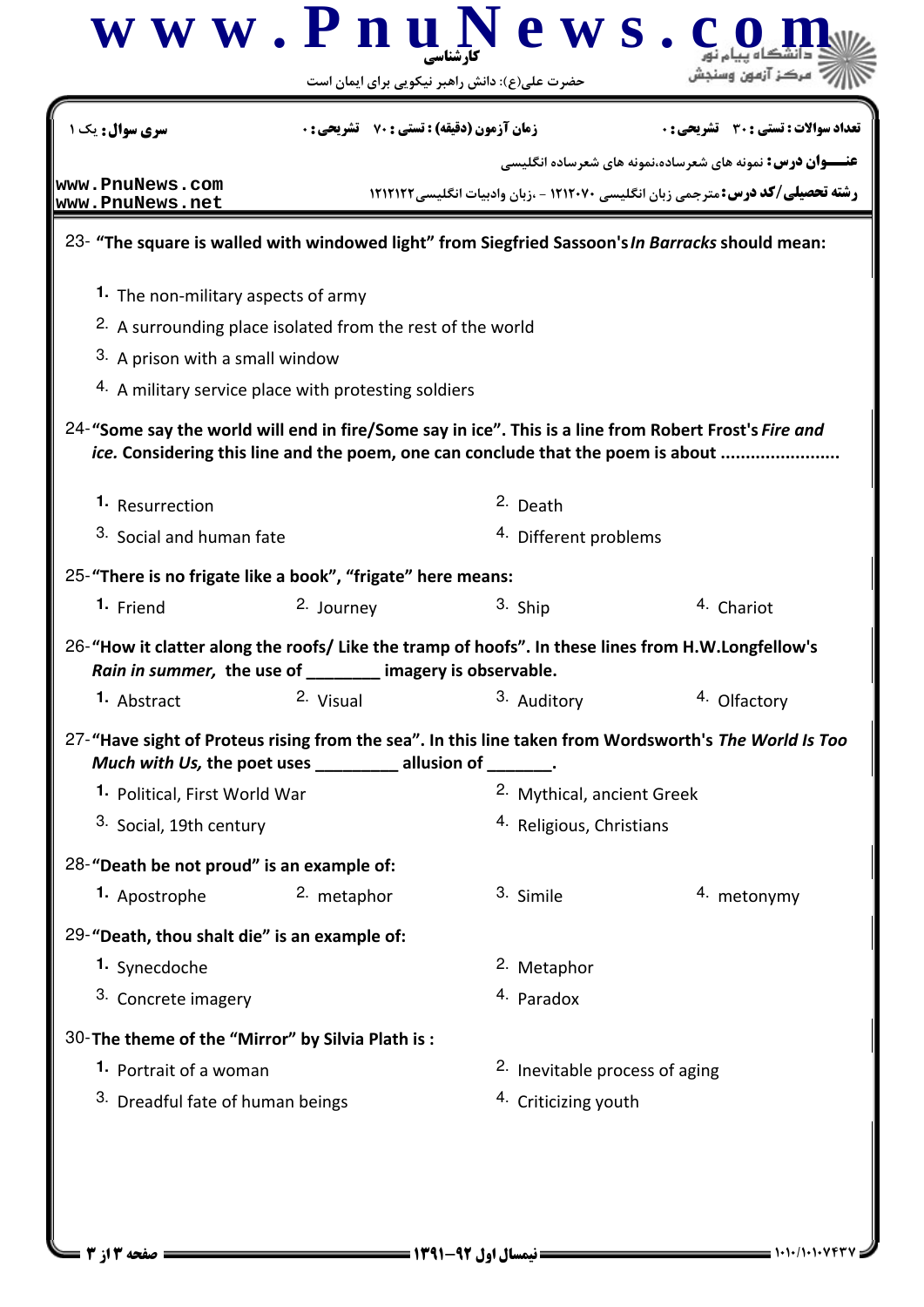23- **"The square is walled with windowed light" from Siegfried Sassoon's *In Barracks* should mean:**

1. The non-military aspects of army
2. A surrounding place isolated from the rest of the world
3. A prison with a small window
4. A military service place with protesting soldiers

24- **"Some say the world will end in fire/Some say in ice". This is a line from Robert Frost's *Fire and ice.* Considering this line and the poem, one can conclude that the poem is about .......................**

1. Resurrection
2. Death
3. Social and human fate
4. Different problems

25- **"There is no frigate like a book", "frigate" here means:**

1. Friend
2. Journey
3. Ship
4. Chariot

26- **"How it clatter along the roofs/ Like the tramp of hoofs". In these lines from H.W.Longfellow's *Rain in summer,* the use of ________ imagery is observable.**

1. Abstract
2. Visual
3. Auditory
4. Olfactory

27- **"Have sight of Proteus rising from the sea". In this line taken from Wordsworth's *The World Is Too Much with Us,* the poet uses _________ allusion of _______.**

1. Political, First World War
2. Mythical, ancient Greek
3. Social, 19th century
4. Religious, Christians

28- **"Death be not proud" is an example of:**

1. Apostrophe
2. metaphor
3. Simile
4. metonymy

29- **"Death, thou shalt die" is an example of:**

1. Synecdoche
2. Metaphor
3. Concrete imagery
4. Paradox

30- **The theme of the "Mirror" by Silvia Plath is :**

1. Portrait of a woman
2. Inevitable process of aging
3. Dreadful fate of human beings
4. Criticizing youth